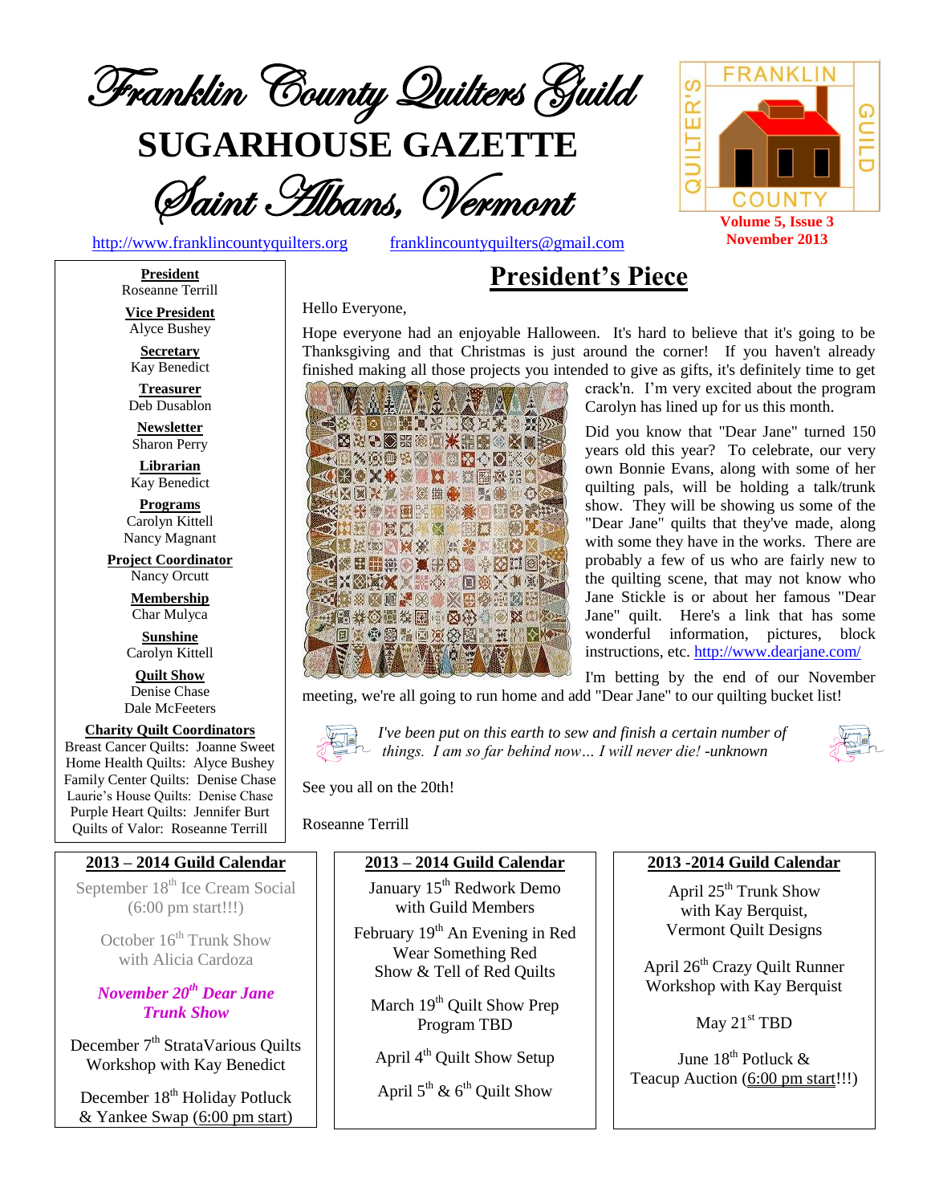# Franklin County Quilters Guild

# SUGARHOUSE GAZETTE

## Saint Albans, Vermont

http://www.franklincountyquilters.org franklincountyquilters@gmail.com

**Volume 5, Issue 3**
**November 2013**

**President**
Roseanne Terrill

**Vice President**
Alyce Bushey

**Secretary**
Kay Benedict

**Treasurer**
Deb Dusablon

**Newsletter**
Sharon Perry

**Librarian**
Kay Benedict

**Programs**
Carolyn Kittell
Nancy Magnant

**Project Coordinator**
Nancy Orcutt

**Membership**
Char Mulyca

**Sunshine**
Carolyn Kittell

**Quilt Show**
Denise Chase
Dale McFeeters

**Charity Quilt Coordinators**
Breast Cancer Quilts: Joanne Sweet
Home Health Quilts: Alyce Bushey
Family Center Quilts: Denise Chase
Laurie's House Quilts: Denise Chase
Purple Heart Quilts: Jennifer Burt
Quilts of Valor: Roseanne Terrill

## President's Piece

Hello Everyone,

Hope everyone had an enjoyable Halloween. It's hard to believe that it's going to be Thanksgiving and that Christmas is just around the corner! If you haven't already finished making all those projects you intended to give as gifts, it's definitely time to get crack'n. I'm very excited about the program Carolyn has lined up for us this month.

Did you know that "Dear Jane" turned 150 years old this year? To celebrate, our very own Bonnie Evans, along with some of her quilting pals, will be holding a talk/trunk show. They will be showing us some of the "Dear Jane" quilts that they've made, along with some they have in the works. There are probably a few of us who are fairly new to the quilting scene, that may not know who Jane Stickle is or about her famous "Dear Jane" quilt. Here's a link that has some wonderful information, pictures, block instructions, etc. http://www.dearjane.com/

I'm betting by the end of our November meeting, we're all going to run home and add "Dear Jane" to our quilting bucket list!

*I've been put on this earth to sew and finish a certain number of things. I am so far behind now… I will never die! -unknown*

See you all on the 20th!

Roseanne Terrill

### 2013 – 2014 Guild Calendar

September 18th Ice Cream Social (6:00 pm start!!!)

October 16th Trunk Show with Alicia Cardoza

***November 20th Dear Jane Trunk Show***

December 7th StrataVarious Quilts Workshop with Kay Benedict

December 18th Holiday Potluck & Yankee Swap (6:00 pm start)

January 15th Redwork Demo with Guild Members

February 19th An Evening in Red Wear Something Red Show & Tell of Red Quilts

March 19th Quilt Show Prep Program TBD

April 4th Quilt Show Setup

April 5th & 6th Quilt Show

April 25th Trunk Show with Kay Berquist, Vermont Quilt Designs

April 26th Crazy Quilt Runner Workshop with Kay Berquist

May 21st TBD

June 18th Potluck & Teacup Auction (6:00 pm start!!!)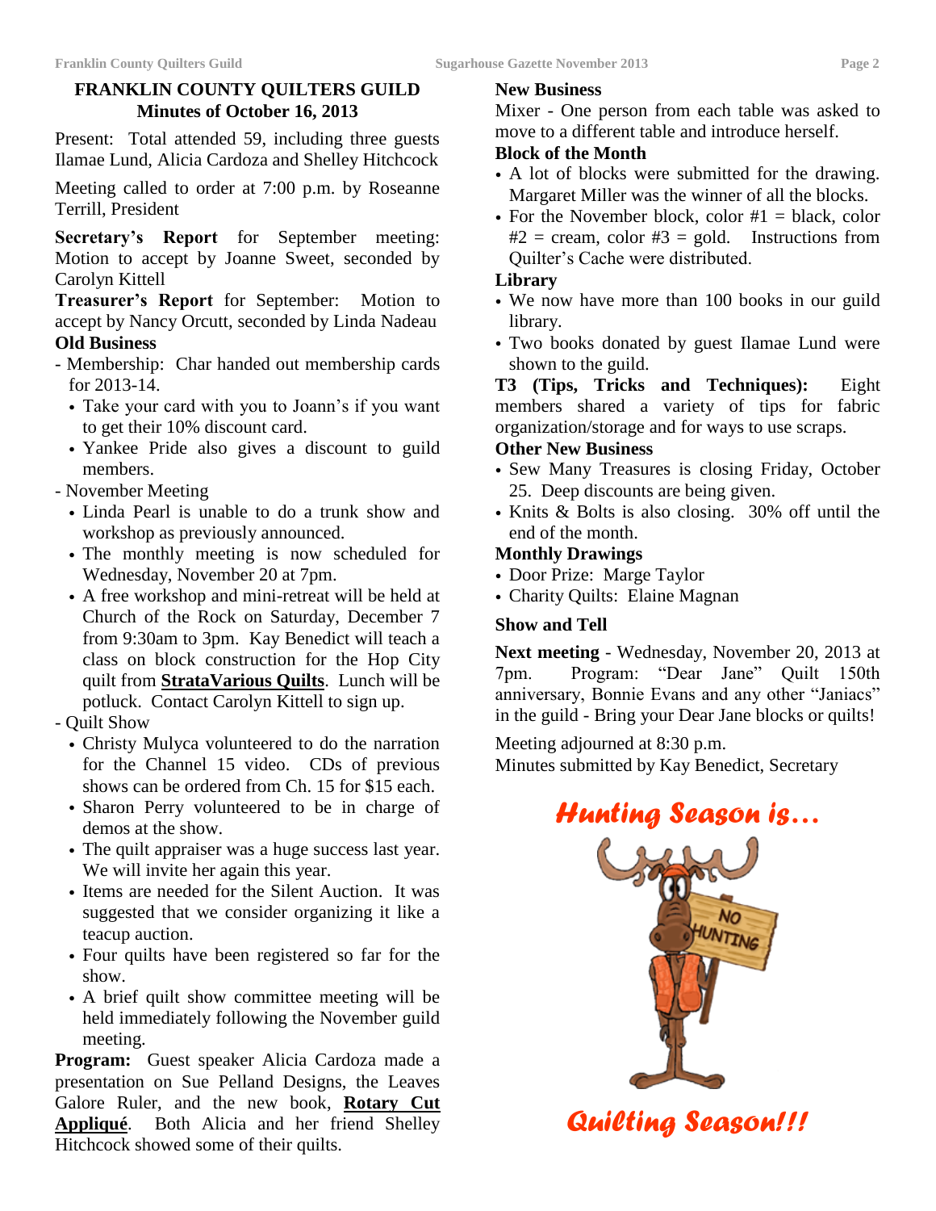# FRANKLIN COUNTY QUILTERS GUILD
## Minutes of October 16, 2013

Present: Total attended 59, including three guests Ilamae Lund, Alicia Cardoza and Shelley Hitchcock

Meeting called to order at 7:00 p.m. by Roseanne Terrill, President

**Secretary's Report** for September meeting: Motion to accept by Joanne Sweet, seconded by Carolyn Kittell

**Treasurer's Report** for September: Motion to accept by Nancy Orcutt, seconded by Linda Nadeau

### Old Business

- Membership: Char handed out membership cards for 2013-14.
  - Take your card with you to Joann's if you want to get their 10% discount card.
  - Yankee Pride also gives a discount to guild members.
- November Meeting
  - Linda Pearl is unable to do a trunk show and workshop as previously announced.
  - The monthly meeting is now scheduled for Wednesday, November 20 at 7pm.
  - A free workshop and mini-retreat will be held at Church of the Rock on Saturday, December 7 from 9:30am to 3pm. Kay Benedict will teach a class on block construction for the Hop City quilt from **StrataVarious Quilts**. Lunch will be potluck. Contact Carolyn Kittell to sign up.
- Quilt Show
  - Christy Mulyca volunteered to do the narration for the Channel 15 video. CDs of previous shows can be ordered from Ch. 15 for $15 each.
  - Sharon Perry volunteered to be in charge of demos at the show.
  - The quilt appraiser was a huge success last year. We will invite her again this year.
  - Items are needed for the Silent Auction. It was suggested that we consider organizing it like a teacup auction.
  - Four quilts have been registered so far for the show.
  - A brief quilt show committee meeting will be held immediately following the November guild meeting.

**Program:** Guest speaker Alicia Cardoza made a presentation on Sue Pelland Designs, the Leaves Galore Ruler, and the new book, **Rotary Cut Appliqué**. Both Alicia and her friend Shelley Hitchcock showed some of their quilts.

### New Business

Mixer - One person from each table was asked to move to a different table and introduce herself.

### Block of the Month

- A lot of blocks were submitted for the drawing. Margaret Miller was the winner of all the blocks.
- For the November block, color #1 = black, color #2 = cream, color #3 = gold. Instructions from Quilter's Cache were distributed.

### Library

- We now have more than 100 books in our guild library.
- Two books donated by guest Ilamae Lund were shown to the guild.

**T3 (Tips, Tricks and Techniques):** Eight members shared a variety of tips for fabric organization/storage and for ways to use scraps.

### Other New Business

- Sew Many Treasures is closing Friday, October 25. Deep discounts are being given.
- Knits & Bolts is also closing. 30% off until the end of the month.

### Monthly Drawings

- Door Prize: Marge Taylor
- Charity Quilts: Elaine Magnan

### Show and Tell

**Next meeting** - Wednesday, November 20, 2013 at 7pm. Program: "Dear Jane" Quilt 150th anniversary, Bonnie Evans and any other "Janiacs" in the guild - Bring your Dear Jane blocks or quilts!

Meeting adjourned at 8:30 p.m.
Minutes submitted by Kay Benedict, Secretary

*Hunting Season is…*

NO HUNTING

*Quilting Season!!!*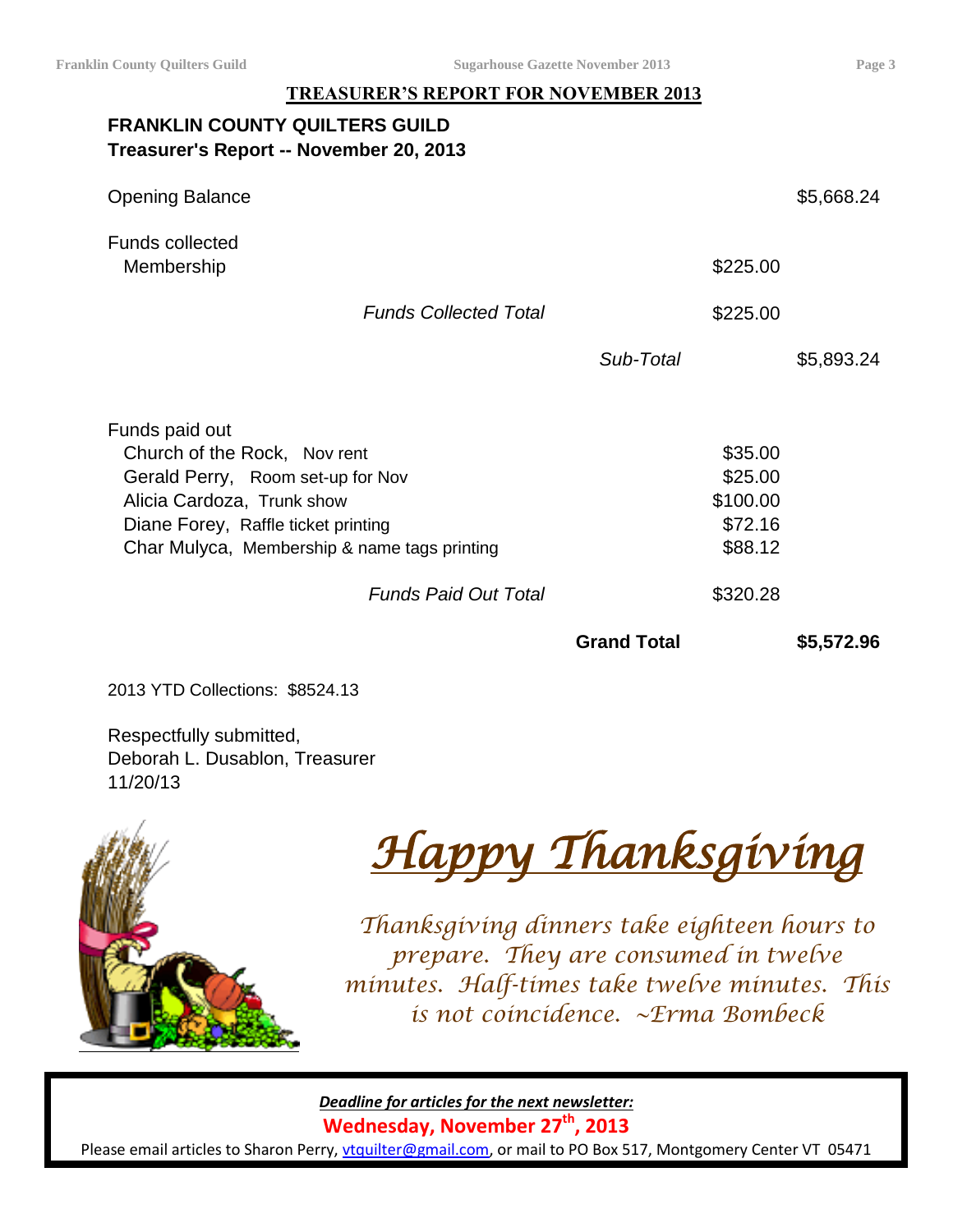## TREASURER'S REPORT FOR NOVEMBER 2013

**FRANKLIN COUNTY QUILTERS GUILD**
**Treasurer's Report -- November 20, 2013**

| | | | |
|---|---|---|---|
| Opening Balance | | | $5,668.24 |
| Funds collected | | | |
| Membership | | $225.00 | |
| *Funds Collected Total* | | $225.00 | |
| | *Sub-Total* | | $5,893.24 |
| Funds paid out | | | |
| Church of the Rock, Nov rent | | $35.00 | |
| Gerald Perry, Room set-up for Nov | | $25.00 | |
| Alicia Cardoza, Trunk show | | $100.00 | |
| Diane Forey, Raffle ticket printing | | $72.16 | |
| Char Mulyca, Membership & name tags printing | | $88.12 | |
| *Funds Paid Out Total* | | $320.28 | |
| | **Grand Total** | | **$5,572.96** |

2013 YTD Collections: $8524.13

Respectfully submitted,
Deborah L. Dusablon, Treasurer
11/20/13

# *Happy Thanksgiving*

*Thanksgiving dinners take eighteen hours to prepare. They are consumed in twelve minutes. Half-times take twelve minutes. This is not coincidence. ~Erma Bombeck*

***Deadline for articles for the next newsletter:***
**Wednesday, November 27th, 2013**
Please email articles to Sharon Perry, vtquilter@gmail.com, or mail to PO Box 517, Montgomery Center VT 05471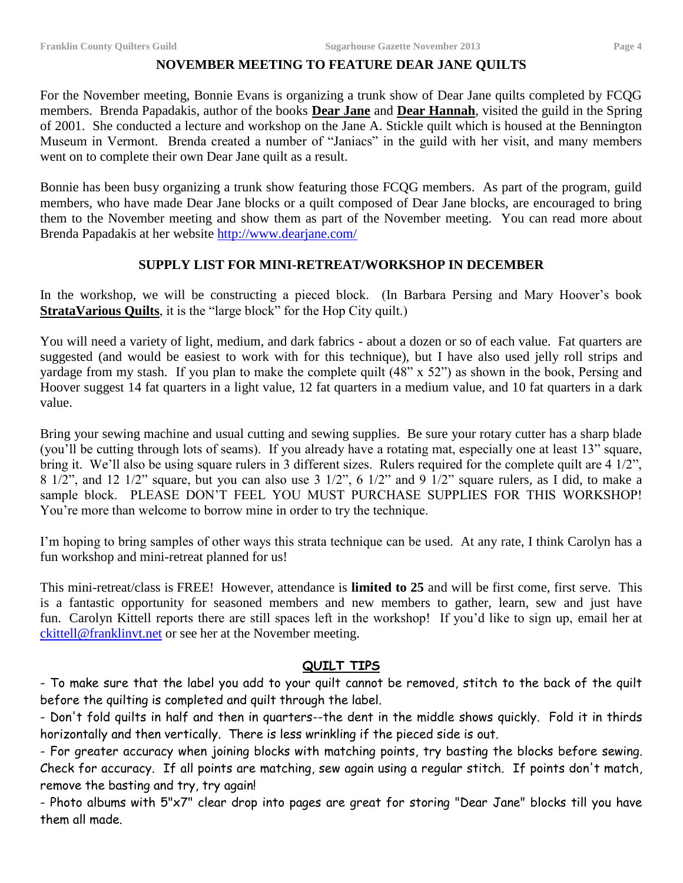## NOVEMBER MEETING TO FEATURE DEAR JANE QUILTS

For the November meeting, Bonnie Evans is organizing a trunk show of Dear Jane quilts completed by FCQG members. Brenda Papadakis, author of the books **Dear Jane** and **Dear Hannah**, visited the guild in the Spring of 2001. She conducted a lecture and workshop on the Jane A. Stickle quilt which is housed at the Bennington Museum in Vermont. Brenda created a number of "Janiacs" in the guild with her visit, and many members went on to complete their own Dear Jane quilt as a result.

Bonnie has been busy organizing a trunk show featuring those FCQG members. As part of the program, guild members, who have made Dear Jane blocks or a quilt composed of Dear Jane blocks, are encouraged to bring them to the November meeting and show them as part of the November meeting. You can read more about Brenda Papadakis at her website http://www.dearjane.com/

## SUPPLY LIST FOR MINI-RETREAT/WORKSHOP IN DECEMBER

In the workshop, we will be constructing a pieced block. (In Barbara Persing and Mary Hoover's book **StrataVarious Quilts**, it is the "large block" for the Hop City quilt.)

You will need a variety of light, medium, and dark fabrics - about a dozen or so of each value. Fat quarters are suggested (and would be easiest to work with for this technique), but I have also used jelly roll strips and yardage from my stash. If you plan to make the complete quilt (48" x 52") as shown in the book, Persing and Hoover suggest 14 fat quarters in a light value, 12 fat quarters in a medium value, and 10 fat quarters in a dark value.

Bring your sewing machine and usual cutting and sewing supplies. Be sure your rotary cutter has a sharp blade (you'll be cutting through lots of seams). If you already have a rotating mat, especially one at least 13" square, bring it. We'll also be using square rulers in 3 different sizes. Rulers required for the complete quilt are 4 1/2", 8 1/2", and 12 1/2" square, but you can also use 3 1/2", 6 1/2" and 9 1/2" square rulers, as I did, to make a sample block. PLEASE DON'T FEEL YOU MUST PURCHASE SUPPLIES FOR THIS WORKSHOP! You're more than welcome to borrow mine in order to try the technique.

I'm hoping to bring samples of other ways this strata technique can be used. At any rate, I think Carolyn has a fun workshop and mini-retreat planned for us!

This mini-retreat/class is FREE! However, attendance is **limited to 25** and will be first come, first serve. This is a fantastic opportunity for seasoned members and new members to gather, learn, sew and just have fun. Carolyn Kittell reports there are still spaces left in the workshop! If you'd like to sign up, email her at ckittell@franklinvt.net or see her at the November meeting.

## QUILT TIPS

- To make sure that the label you add to your quilt cannot be removed, stitch to the back of the quilt before the quilting is completed and quilt through the label.
- Don't fold quilts in half and then in quarters--the dent in the middle shows quickly. Fold it in thirds horizontally and then vertically. There is less wrinkling if the pieced side is out.
- For greater accuracy when joining blocks with matching points, try basting the blocks before sewing. Check for accuracy. If all points are matching, sew again using a regular stitch. If points don't match, remove the basting and try, try again!
- Photo albums with 5"x7" clear drop into pages are great for storing "Dear Jane" blocks till you have them all made.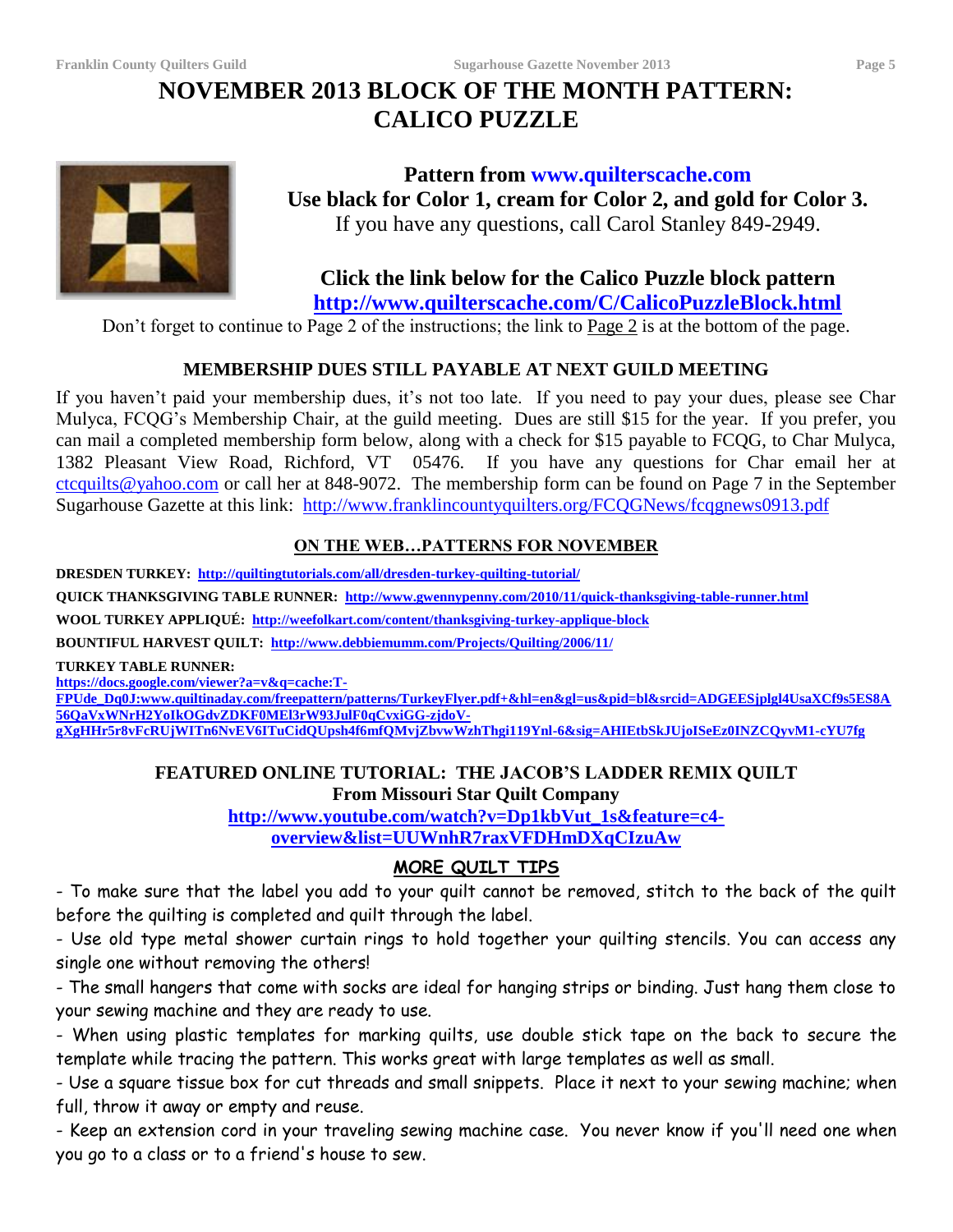# NOVEMBER 2013 BLOCK OF THE MONTH PATTERN: CALICO PUZZLE

**Pattern from www.quilterscache.com**
**Use black for Color 1, cream for Color 2, and gold for Color 3.**
If you have any questions, call Carol Stanley 849-2949.

**Click the link below for the Calico Puzzle block pattern**
**http://www.quilterscache.com/C/CalicoPuzzleBlock.html**

Don't forget to continue to Page 2 of the instructions; the link to Page 2 is at the bottom of the page.

## MEMBERSHIP DUES STILL PAYABLE AT NEXT GUILD MEETING

If you haven't paid your membership dues, it's not too late. If you need to pay your dues, please see Char Mulyca, FCQG's Membership Chair, at the guild meeting. Dues are still $15 for the year. If you prefer, you can mail a completed membership form below, along with a check for $15 payable to FCQG, to Char Mulyca, 1382 Pleasant View Road, Richford, VT 05476. If you have any questions for Char email her at ctcquilts@yahoo.com or call her at 848-9072. The membership form can be found on Page 7 in the September Sugarhouse Gazette at this link: http://www.franklincountyquilters.org/FCQGNews/fcqgnews0913.pdf

## ON THE WEB…PATTERNS FOR NOVEMBER

**DRESDEN TURKEY:** **http://quiltingtutorials.com/all/dresden-turkey-quilting-tutorial/**

**QUICK THANKSGIVING TABLE RUNNER:** **http://www.gwennypenny.com/2010/11/quick-thanksgiving-table-runner.html**

**WOOL TURKEY APPLIQUÉ:** **http://weefolkart.com/content/thanksgiving-turkey-applique-block**

**BOUNTIFUL HARVEST QUILT:** **http://www.debbiemumm.com/Projects/Quilting/2006/11/**

**TURKEY TABLE RUNNER:**
**https://docs.google.com/viewer?a=v&q=cache:T-FPUde_Dq0J:www.quiltinaday.com/freepattern/patterns/TurkeyFlyer.pdf+&hl=en&gl=us&pid=bl&srcid=ADGEESjplgl4UsaXCf9s5ES8A56QaVxWNrH2YoIkOGdvZDKF0MEl3rW93JulF0qCvxiGG-zjdoV-gXgHHr5r8vFcRUjWITn6NvEV6ITuCidQUpsh4f6mfQMvjZbvwWzhThgi119Ynl-6&sig=AHIEtbSkJUjoISeEz0INZCQyvM1-cYU7fg**

## FEATURED ONLINE TUTORIAL: THE JACOB'S LADDER REMIX QUILT

**From Missouri Star Quilt Company**

**http://www.youtube.com/watch?v=Dp1kbVut_1s&feature=c4-overview&list=UUWnhR7raxVFDHmDXqCIzuAw**

## MORE QUILT TIPS

- To make sure that the label you add to your quilt cannot be removed, stitch to the back of the quilt before the quilting is completed and quilt through the label.
- Use old type metal shower curtain rings to hold together your quilting stencils. You can access any single one without removing the others!
- The small hangers that come with socks are ideal for hanging strips or binding. Just hang them close to your sewing machine and they are ready to use.
- When using plastic templates for marking quilts, use double stick tape on the back to secure the template while tracing the pattern. This works great with large templates as well as small.
- Use a square tissue box for cut threads and small snippets. Place it next to your sewing machine; when full, throw it away or empty and reuse.
- Keep an extension cord in your traveling sewing machine case. You never know if you'll need one when you go to a class or to a friend's house to sew.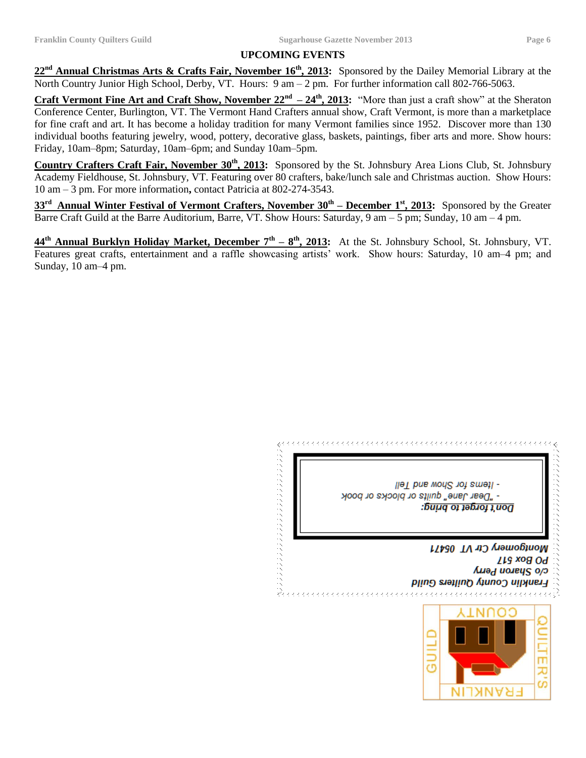## UPCOMING EVENTS

**22nd Annual Christmas Arts & Crafts Fair, November 16th, 2013:** Sponsored by the Dailey Memorial Library at the North Country Junior High School, Derby, VT. Hours: 9 am – 2 pm. For further information call 802-766-5063.

**Craft Vermont Fine Art and Craft Show, November 22nd – 24th, 2013:** "More than just a craft show" at the Sheraton Conference Center, Burlington, VT. The Vermont Hand Crafters annual show, Craft Vermont, is more than a marketplace for fine craft and art. It has become a holiday tradition for many Vermont families since 1952. Discover more than 130 individual booths featuring jewelry, wood, pottery, decorative glass, baskets, paintings, fiber arts and more. Show hours: Friday, 10am–8pm; Saturday, 10am–6pm; and Sunday 10am–5pm.

**Country Crafters Craft Fair, November 30th, 2013:** Sponsored by the St. Johnsbury Area Lions Club, St. Johnsbury Academy Fieldhouse, St. Johnsbury, VT. Featuring over 80 crafters, bake/lunch sale and Christmas auction. Show Hours: 10 am – 3 pm. For more information**,** contact Patricia at 802-274-3543.

**33rd Annual Winter Festival of Vermont Crafters, November 30th – December 1st, 2013:** Sponsored by the Greater Barre Craft Guild at the Barre Auditorium, Barre, VT. Show Hours: Saturday, 9 am – 5 pm; Sunday, 10 am – 4 pm.

**44th Annual Burklyn Holiday Market, December 7th – 8th, 2013:** At the St. Johnsbury School, St. Johnsbury, VT. Features great crafts, entertainment and a raffle showcasing artists' work. Show hours: Saturday, 10 am–4 pm; and Sunday, 10 am–4 pm.

**Don't forget to bring:**
- "Dear Jane" quilts or blocks or book
- Items for Show and Tell

Franklin County Quilters Guild
c/o Sharon Perry
PO Box 517
Montgomery Ctr VT 05471

FRANKLIN COUNTY QUILTER'S GUILD